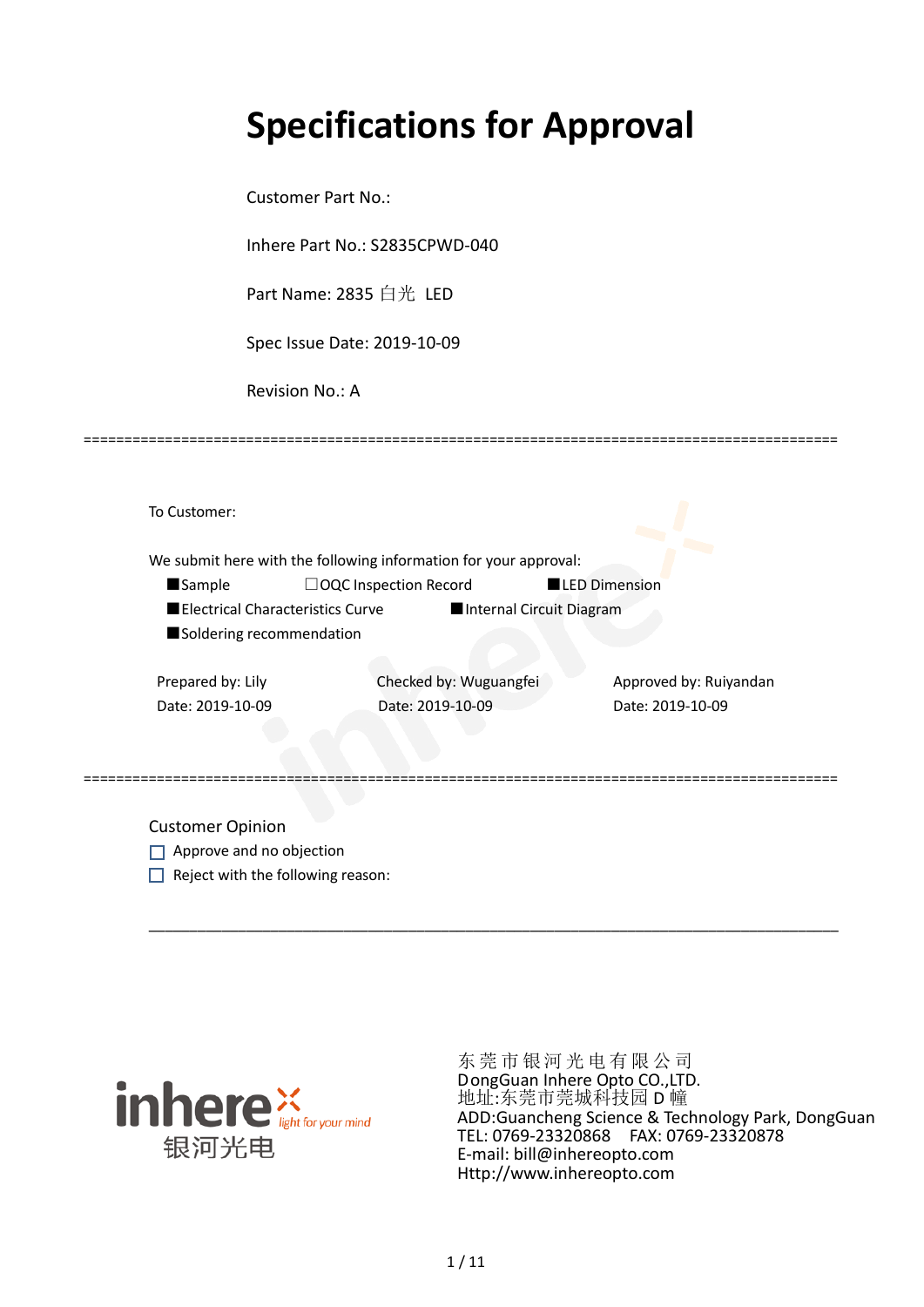# Specifications for Approval

Customer Part No.:

Inhere Part No.: S2835CPWD-040

Part Name: 2835 白光 LED

Spec Issue Date: 2019-10-09

Revision No.: A

---

To Customer:

We submit here with the following information for your approval:

- ■Sample
- ☐OQC Inspection Record
- ■LED Dimension
- ■Electrical Characteristics Curve
- ■Internal Circuit Diagram
- ■Soldering recommendation

| Prepared by: Lily | Checked by: Wuguangfei | Approved by: Ruiyandan |
|---|---|---|
| Date: 2019-10-09 | Date: 2019-10-09 | Date: 2019-10-09 |

---

Customer Opinion

☐ Approve and no objection

☐ Reject with the following reason:

______________________________________________________________________________

inhere light for your mind 银河光电

东莞市银河光电有限公司
DongGuan Inhere Opto CO.,LTD.
地址:东莞市莞城科技园 D 幢
ADD:Guancheng Science & Technology Park, DongGuan
TEL: 0769-23320868 FAX: 0769-23320878
E-mail: bill@inhereopto.com
Http://www.inhereopto.com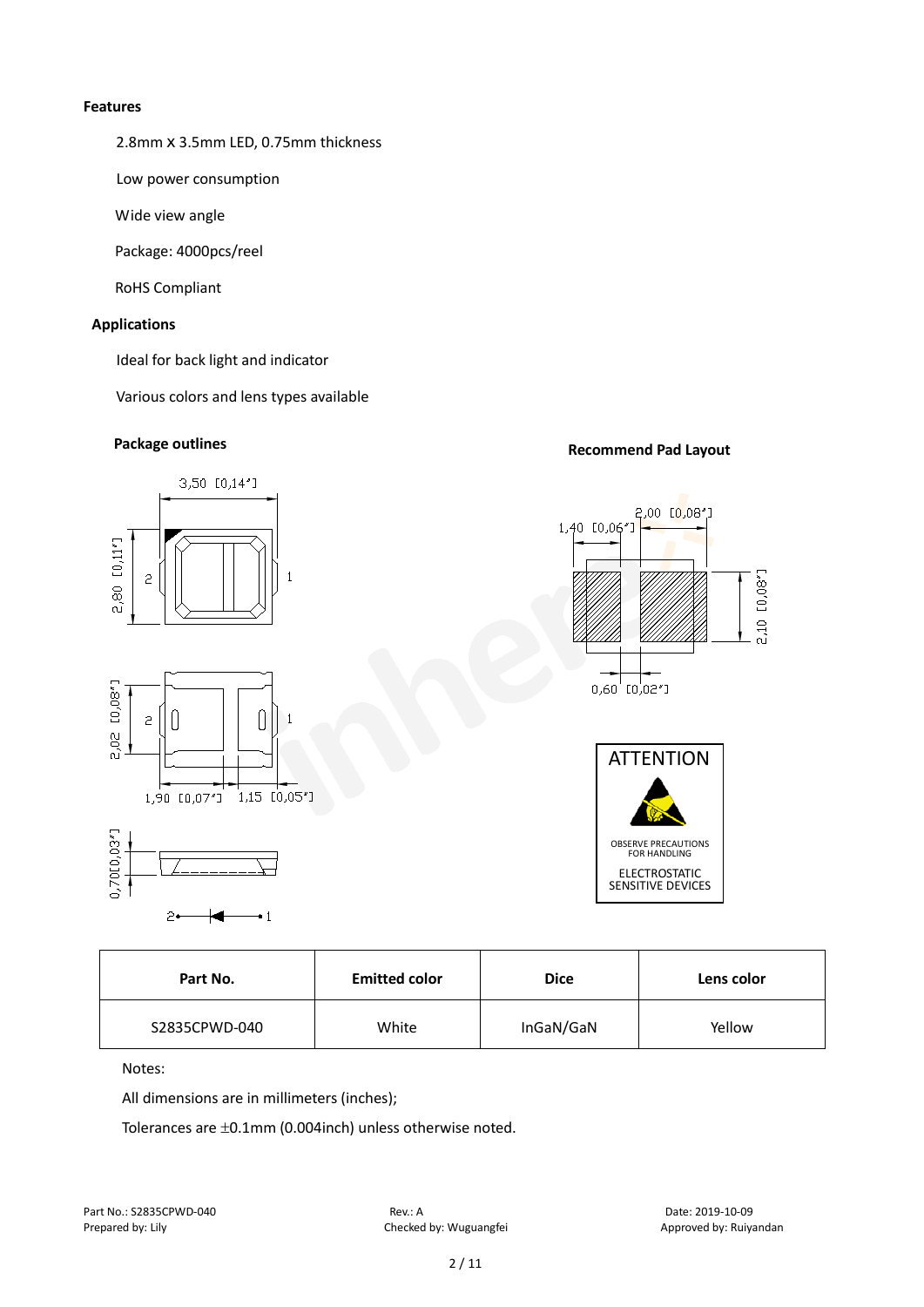**Features**

2.8mm X 3.5mm LED, 0.75mm thickness

Low power consumption

Wide view angle

Package: 4000pcs/reel

RoHS Compliant

**Applications**

Ideal for back light and indicator

Various colors and lens types available

**Package outlines**

**Recommend Pad Layout**

ATTENTION

OBSERVE PRECAUTIONS FOR HANDLING

ELECTROSTATIC SENSITIVE DEVICES

| Part No. | Emitted color | Dice | Lens color |
| --- | --- | --- | --- |
| S2835CPWD-040 | White | InGaN/GaN | Yellow |

Notes:

All dimensions are in millimeters (inches);

Tolerances are ±0.1mm (0.004inch) unless otherwise noted.

Part No.: S2835CPWD-040　　Rev.: A　　Date: 2019-10-09

Prepared by: Lily　　Checked by: Wuguangfei　　Approved by: Ruiyandan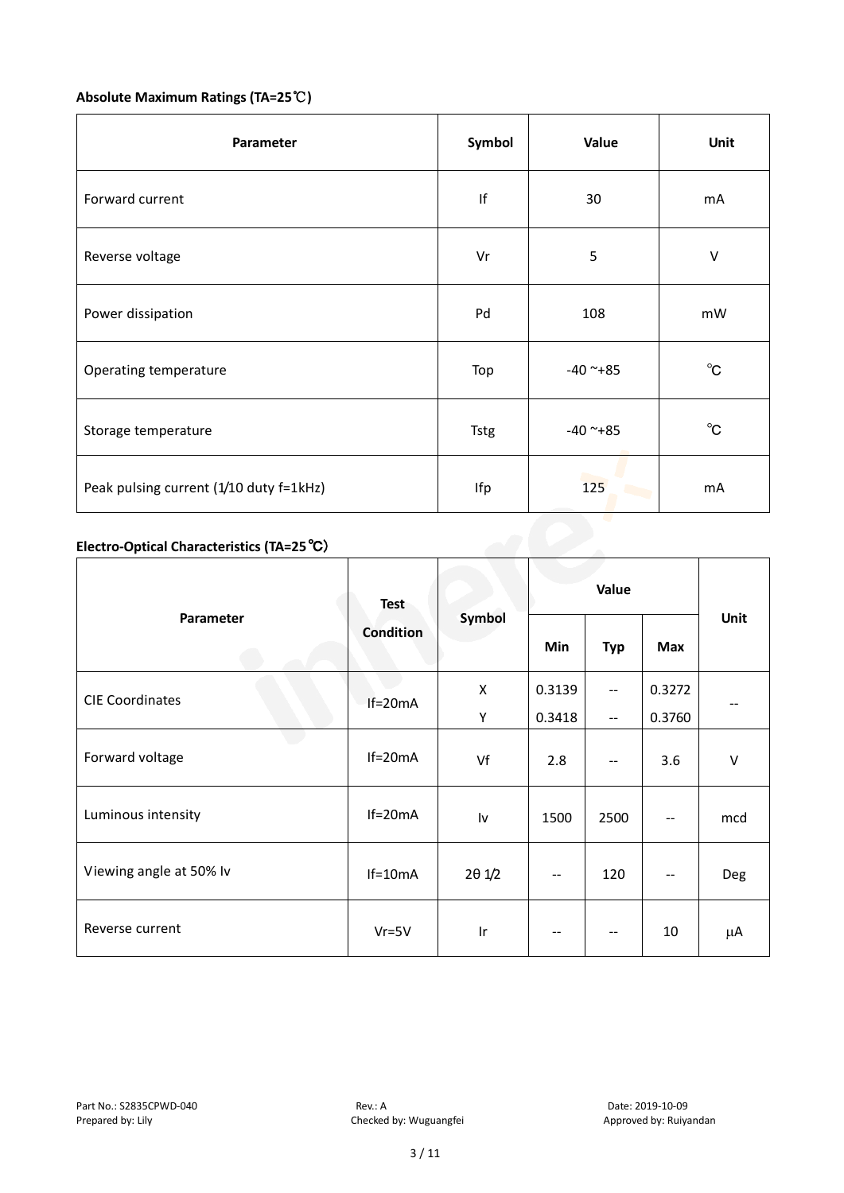**Absolute Maximum Ratings (TA=25℃)**

| Parameter | Symbol | Value | Unit |
|---|---|---|---|
| Forward current | If | 30 | mA |
| Reverse voltage | Vr | 5 | V |
| Power dissipation | Pd | 108 | mW |
| Operating temperature | Top | -40 ~+85 | ℃ |
| Storage temperature | Tstg | -40 ~+85 | ℃ |
| Peak pulsing current (1/10 duty f=1kHz) | Ifp | 125 | mA |

**Electro-Optical Characteristics (TA=25℃)**

| Parameter | Test Condition | Symbol | Value | | | Unit |
|---|---|---|---|---|---|---|
| | | | Min | Typ | Max | |
| CIE Coordinates | If=20mA | X<br>Y | 0.3139<br>0.3418 | --<br>-- | 0.3272<br>0.3760 | -- |
| Forward voltage | If=20mA | Vf | 2.8 | -- | 3.6 | V |
| Luminous intensity | If=20mA | Iv | 1500 | 2500 | -- | mcd |
| Viewing angle at 50% Iv | If=10mA | 2θ 1/2 | -- | 120 | -- | Deg |
| Reverse current | Vr=5V | Ir | -- | -- | 10 | μA |

Part No.: S2835CPWD-040    Rev.: A    Date: 2019-10-09
Prepared by: Lily    Checked by: Wuguangfei    Approved by: Ruiyandan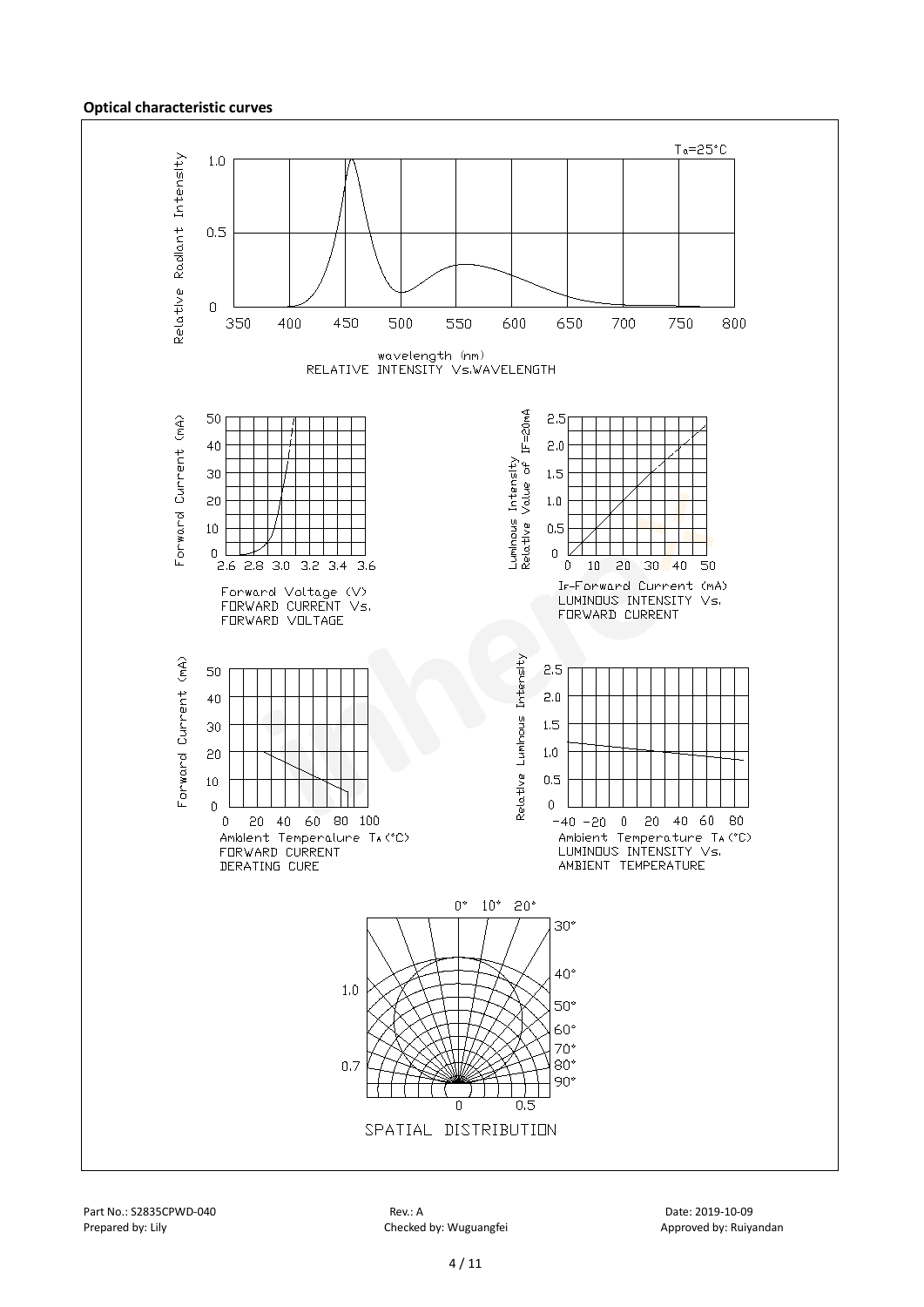**Optical characteristic curves**

Ta=25°C

Relative Radiant Intensity

wavelength (nm)

RELATIVE INTENSITY Vs.WAVELENGTH

Forward Current (mA)

Forward Voltage (V)

FORWARD CURRENT Vs. FORWARD VOLTAGE

Luminous Intensity Relative Value of IF=20mA

IF-Forward Current (mA)

LUMINOUS INTENSITY Vs. FORWARD CURRENT

Forward Current (mA)

Ambient Temperature TA(°C)

FORWARD CURRENT DERATING CURE

Relative Luminous Intensity

Ambient Temperature TA(°C)

LUMINOUS INTENSITY Vs. AMBIENT TEMPERATURE

SPATIAL DISTRIBUTION

Part No.: S2835CPWD-040 Rev.: A Date: 2019-10-09

Prepared by: Lily Checked by: Wuguangfei Approved by: Ruiyandan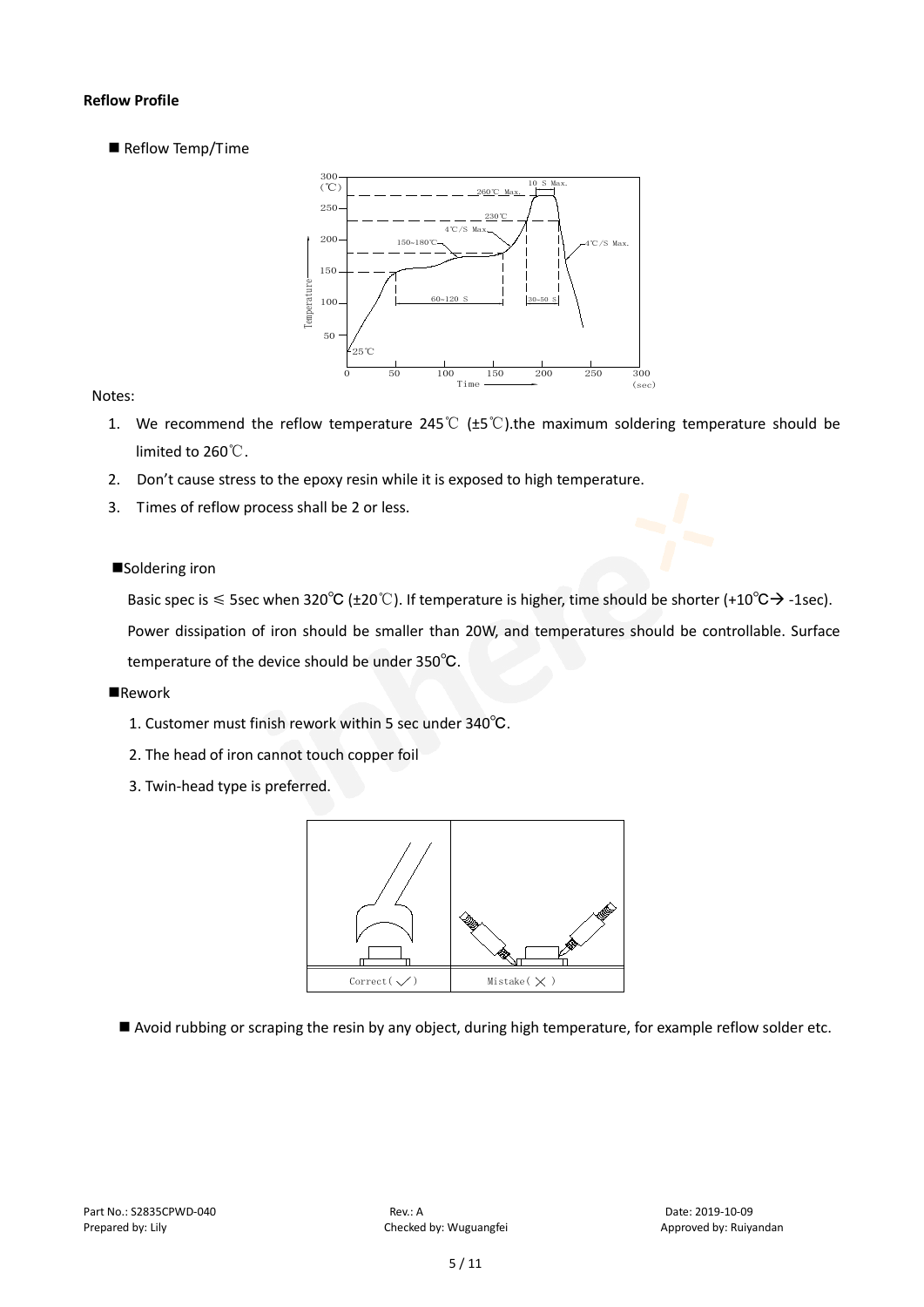**Reflow Profile**

■ Reflow Temp/Time

Notes:

1. We recommend the reflow temperature 245℃ (±5℃).the maximum soldering temperature should be limited to 260℃.
2. Don't cause stress to the epoxy resin while it is exposed to high temperature.
3. Times of reflow process shall be 2 or less.

■Soldering iron

Basic spec is ≤ 5sec when 320℃ (±20℃). If temperature is higher, time should be shorter (+10℃→ -1sec). Power dissipation of iron should be smaller than 20W, and temperatures should be controllable. Surface temperature of the device should be under 350℃.

■Rework

1. Customer must finish rework within 5 sec under 340℃.
2. The head of iron cannot touch copper foil
3. Twin-head type is preferred.

■ Avoid rubbing or scraping the resin by any object, during high temperature, for example reflow solder etc.

Part No.: S2835CPWD-040　　Rev.: A　　Date: 2019-10-09

Prepared by: Lily　　Checked by: Wuguangfei　　Approved by: Ruiyandan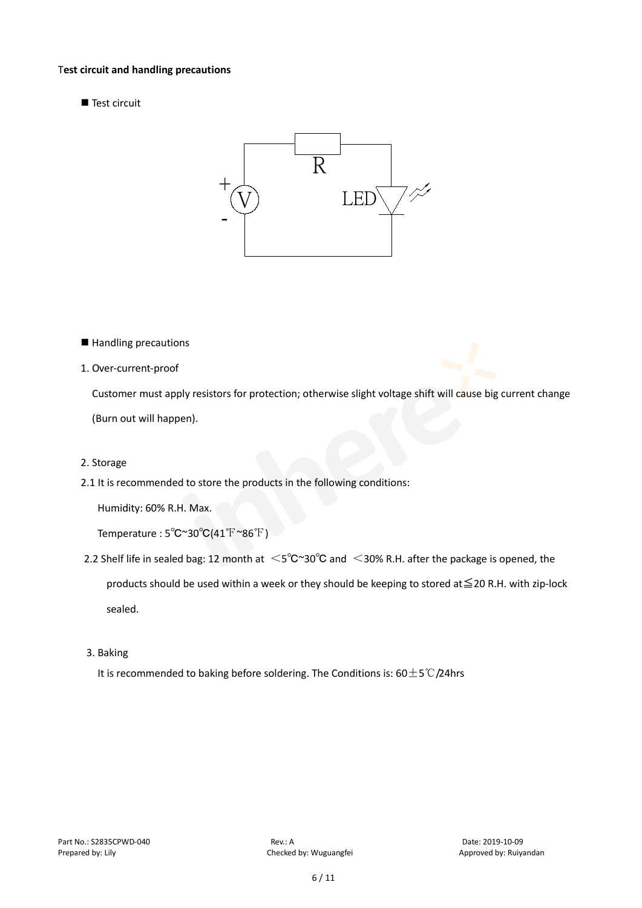**Test circuit and handling precautions**

■ Test circuit

■ Handling precautions

1. Over-current-proof

   Customer must apply resistors for protection; otherwise slight voltage shift will cause big current change (Burn out will happen).

2. Storage

2.1 It is recommended to store the products in the following conditions:

   Humidity: 60% R.H. Max.

   Temperature : 5℃~30℃(41℉~86℉)

2.2 Shelf life in sealed bag: 12 month at ＜5℃~30℃ and ＜30% R.H. after the package is opened, the products should be used within a week or they should be keeping to stored at≦20 R.H. with zip-lock sealed.

3. Baking

   It is recommended to baking before soldering. The Conditions is: 60±5℃/24hrs

Part No.: S2835CPWD-040 Rev.: A Date: 2019-10-09
Prepared by: Lily Checked by: Wuguangfei Approved by: Ruiyandan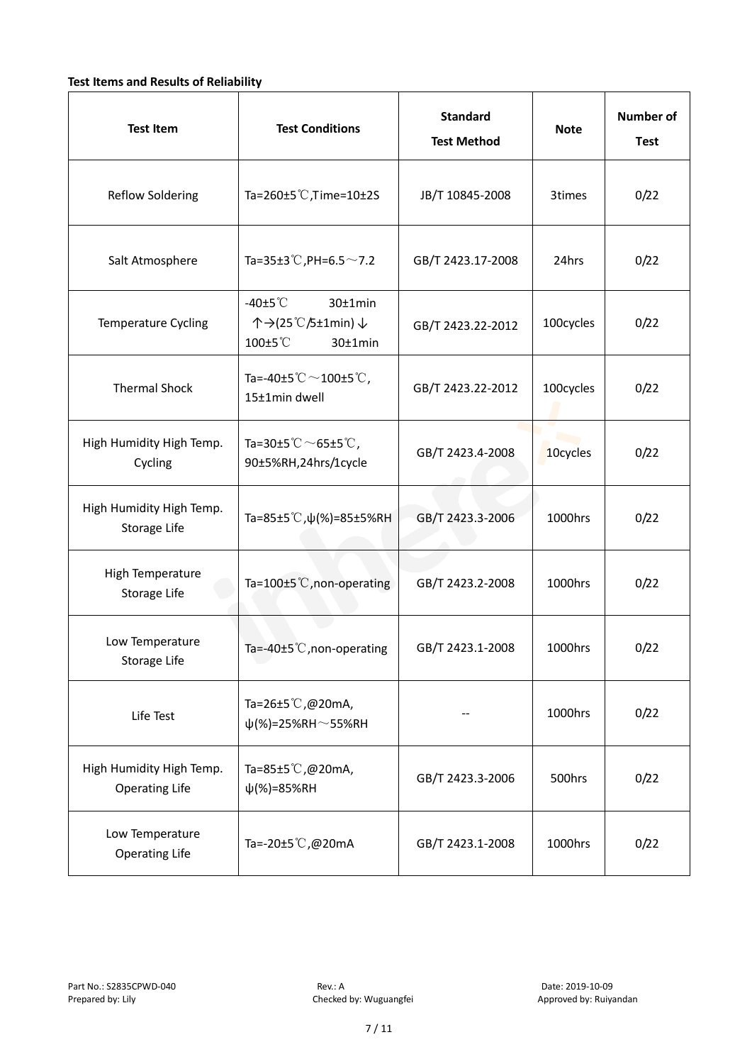**Test Items and Results of Reliability**

| Test Item | Test Conditions | Standard Test Method | Note | Number of Test |
|---|---|---|---|---|
| Reflow Soldering | Ta=260±5℃,Time=10±2S | JB/T 10845-2008 | 3times | 0/22 |
| Salt Atmosphere | Ta=35±3℃,PH=6.5～7.2 | GB/T 2423.17-2008 | 24hrs | 0/22 |
| Temperature Cycling | -40±5℃ 30±1min ↑→(25℃/5±1min)↓ 100±5℃ 30±1min | GB/T 2423.22-2012 | 100cycles | 0/22 |
| Thermal Shock | Ta=-40±5℃～100±5℃, 15±1min dwell | GB/T 2423.22-2012 | 100cycles | 0/22 |
| High Humidity High Temp. Cycling | Ta=30±5℃～65±5℃, 90±5%RH,24hrs/1cycle | GB/T 2423.4-2008 | 10cycles | 0/22 |
| High Humidity High Temp. Storage Life | Ta=85±5℃,ψ(%)=85±5%RH | GB/T 2423.3-2006 | 1000hrs | 0/22 |
| High Temperature Storage Life | Ta=100±5℃,non-operating | GB/T 2423.2-2008 | 1000hrs | 0/22 |
| Low Temperature Storage Life | Ta=-40±5℃,non-operating | GB/T 2423.1-2008 | 1000hrs | 0/22 |
| Life Test | Ta=26±5℃,@20mA, ψ(%)=25%RH～55%RH | -- | 1000hrs | 0/22 |
| High Humidity High Temp. Operating Life | Ta=85±5℃,@20mA, ψ(%)=85%RH | GB/T 2423.3-2006 | 500hrs | 0/22 |
| Low Temperature Operating Life | Ta=-20±5℃,@20mA | GB/T 2423.1-2008 | 1000hrs | 0/22 |

Part No.: S2835CPWD-040 Rev.: A Date: 2019-10-09
Prepared by: Lily Checked by: Wuguangfei Approved by: Ruiyandan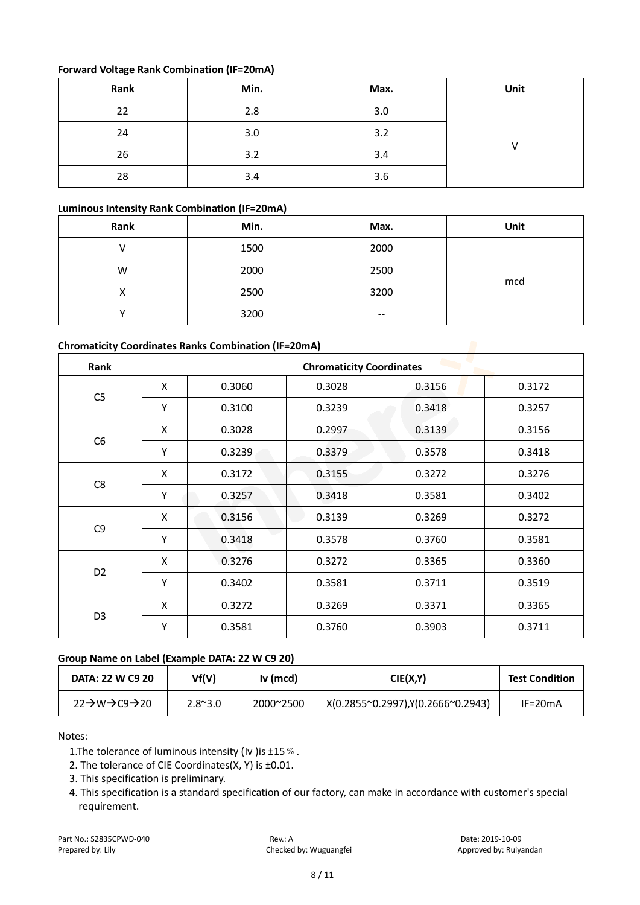**Forward Voltage Rank Combination (IF=20mA)**

| Rank | Min. | Max. | Unit |
|---|---|---|---|
| 22 | 2.8 | 3.0 | V |
| 24 | 3.0 | 3.2 | |
| 26 | 3.2 | 3.4 | |
| 28 | 3.4 | 3.6 | |

**Luminous Intensity Rank Combination (IF=20mA)**

| Rank | Min. | Max. | Unit |
|---|---|---|---|
| V | 1500 | 2000 | mcd |
| W | 2000 | 2500 | |
| X | 2500 | 3200 | |
| Y | 3200 | -- | |

**Chromaticity Coordinates Ranks Combination (IF=20mA)**

| Rank | Chromaticity Coordinates | | | | |
|---|---|---|---|---|---|
| C5 | X | 0.3060 | 0.3028 | 0.3156 | 0.3172 |
| | Y | 0.3100 | 0.3239 | 0.3418 | 0.3257 |
| C6 | X | 0.3028 | 0.2997 | 0.3139 | 0.3156 |
| | Y | 0.3239 | 0.3379 | 0.3578 | 0.3418 |
| C8 | X | 0.3172 | 0.3155 | 0.3272 | 0.3276 |
| | Y | 0.3257 | 0.3418 | 0.3581 | 0.3402 |
| C9 | X | 0.3156 | 0.3139 | 0.3269 | 0.3272 |
| | Y | 0.3418 | 0.3578 | 0.3760 | 0.3581 |
| D2 | X | 0.3276 | 0.3272 | 0.3365 | 0.3360 |
| | Y | 0.3402 | 0.3581 | 0.3711 | 0.3519 |
| D3 | X | 0.3272 | 0.3269 | 0.3371 | 0.3365 |
| | Y | 0.3581 | 0.3760 | 0.3903 | 0.3711 |

**Group Name on Label (Example DATA: 22 W C9 20)**

| DATA: 22 W C9 20 | Vf(V) | Iv (mcd) | CIE(X,Y) | Test Condition |
|---|---|---|---|---|
| 22→W→C9→20 | 2.8~3.0 | 2000~2500 | X(0.2855~0.2997),Y(0.2666~0.2943) | IF=20mA |

Notes:

1. The tolerance of luminous intensity (Iv ) is ±15％.
2. The tolerance of CIE Coordinates(X, Y) is ±0.01.
3. This specification is preliminary.
4. This specification is a standard specification of our factory, can make in accordance with customer's special requirement.

Part No.: S2835CPWD-040 Rev.: A Date: 2019-10-09
Prepared by: Lily Checked by: Wuguangfei Approved by: Ruiyandan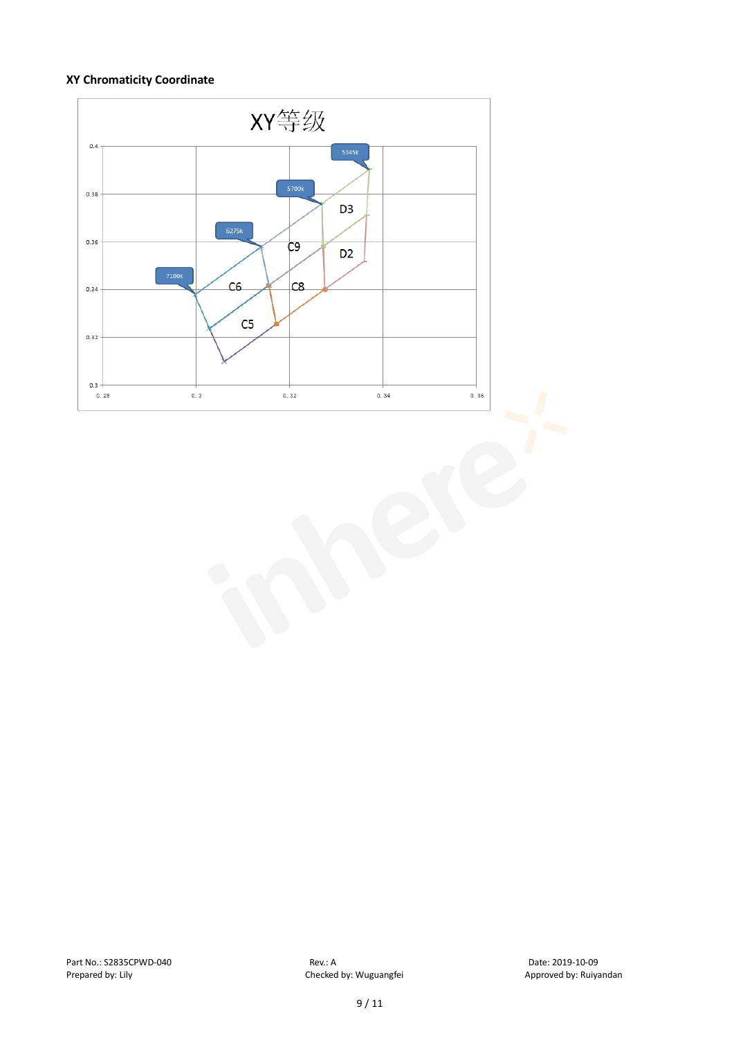**XY Chromaticity Coordinate**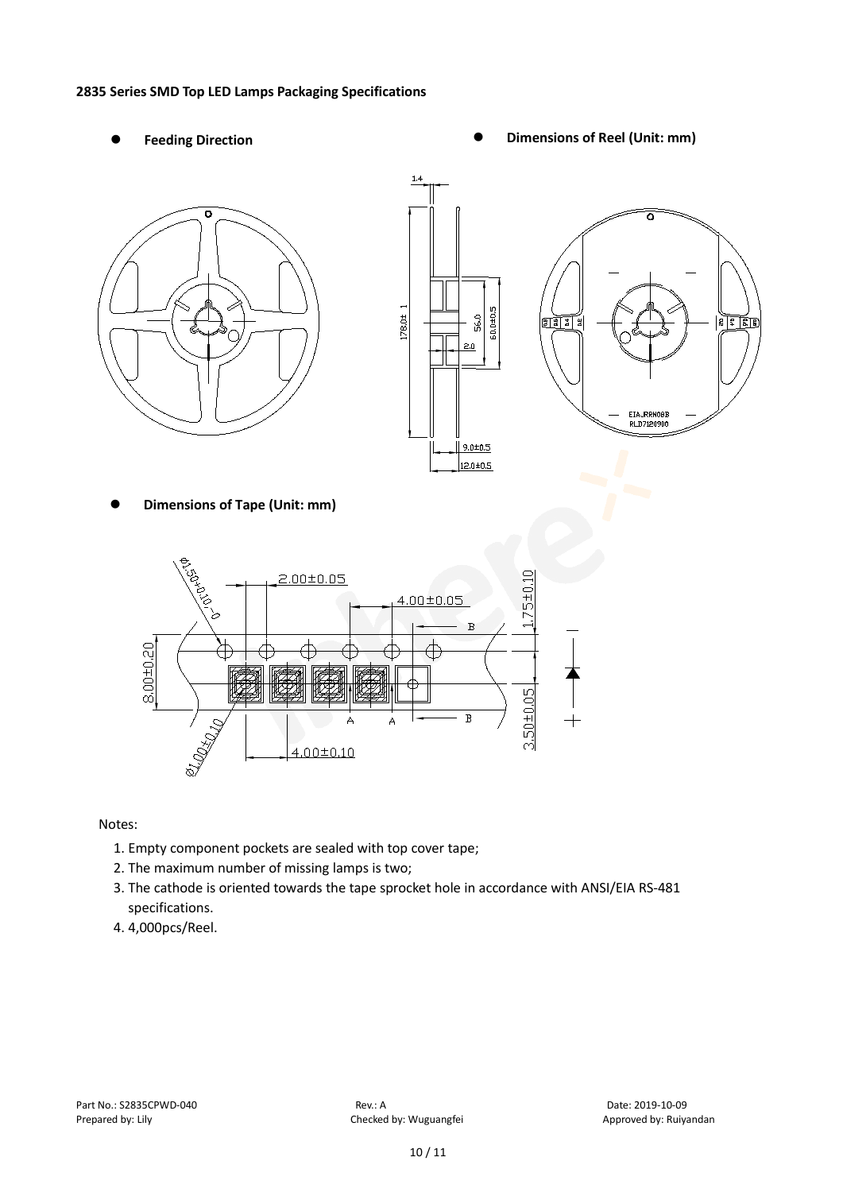**2835 Series SMD Top LED Lamps Packaging Specifications**

- **Feeding Direction**
- **Dimensions of Reel (Unit: mm)**
- **Dimensions of Tape (Unit: mm)**

Notes:

1. Empty component pockets are sealed with top cover tape;
2. The maximum number of missing lamps is two;
3. The cathode is oriented towards the tape sprocket hole in accordance with ANSI/EIA RS-481 specifications.
4. 4,000pcs/Reel.

Part No.: S2835CPWD-040 | Rev.: A | Date: 2019-10-09

Prepared by: Lily | Checked by: Wuguangfei | Approved by: Ruiyandan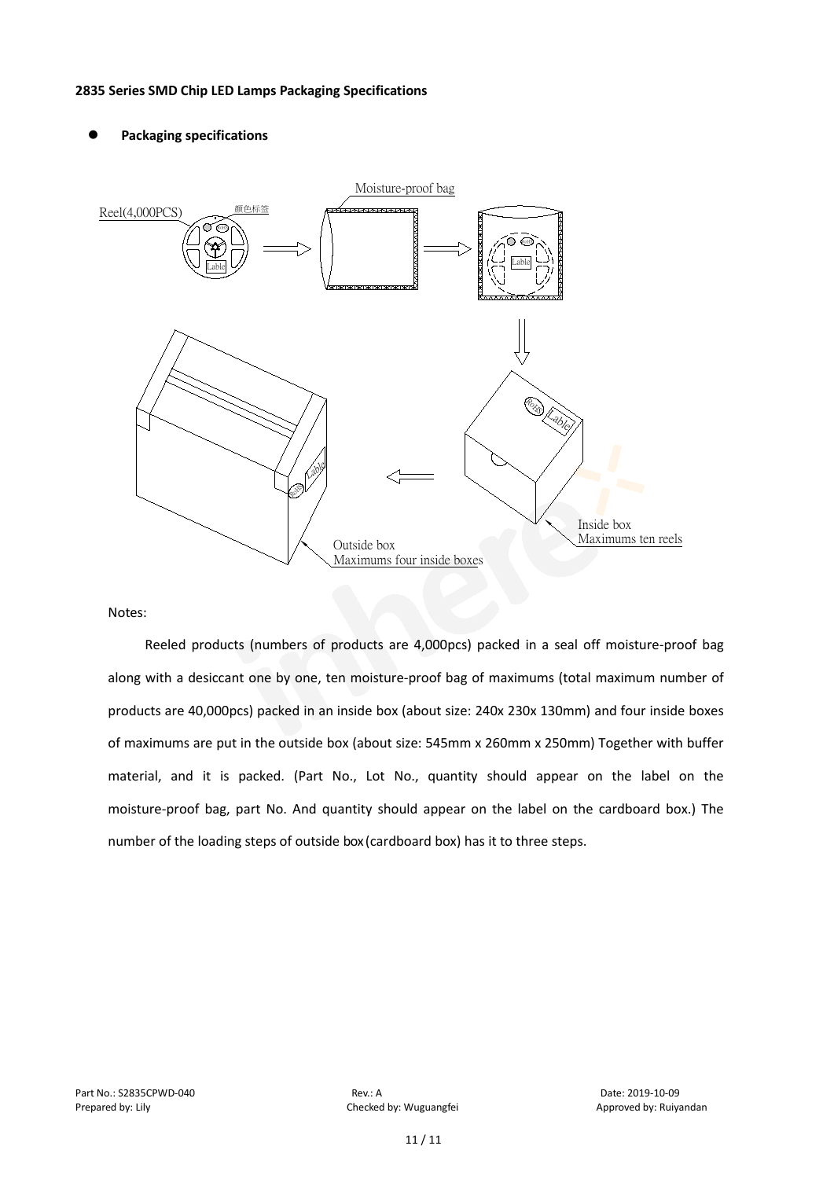**2835 Series SMD Chip LED Lamps Packaging Specifications**

- **Packaging specifications**

Moisture-proof bag

Reel(4,000PCS)

颜色标签

Lable

Lable

Lable

Lable

Inside box
Maximums ten reels

Outside box
Maximums four inside boxes

Notes:

Reeled products (numbers of products are 4,000pcs) packed in a seal off moisture-proof bag along with a desiccant one by one, ten moisture-proof bag of maximums (total maximum number of products are 40,000pcs) packed in an inside box (about size: 240x 230x 130mm) and four inside boxes of maximums are put in the outside box (about size: 545mm x 260mm x 250mm) Together with buffer material, and it is packed. (Part No., Lot No., quantity should appear on the label on the moisture-proof bag, part No. And quantity should appear on the label on the cardboard box.) The number of the loading steps of outside box(cardboard box) has it to three steps.

Part No.: S2835CPWD-040 Rev.: A Date: 2019-10-09
Prepared by: Lily Checked by: Wuguangfei Approved by: Ruiyandan